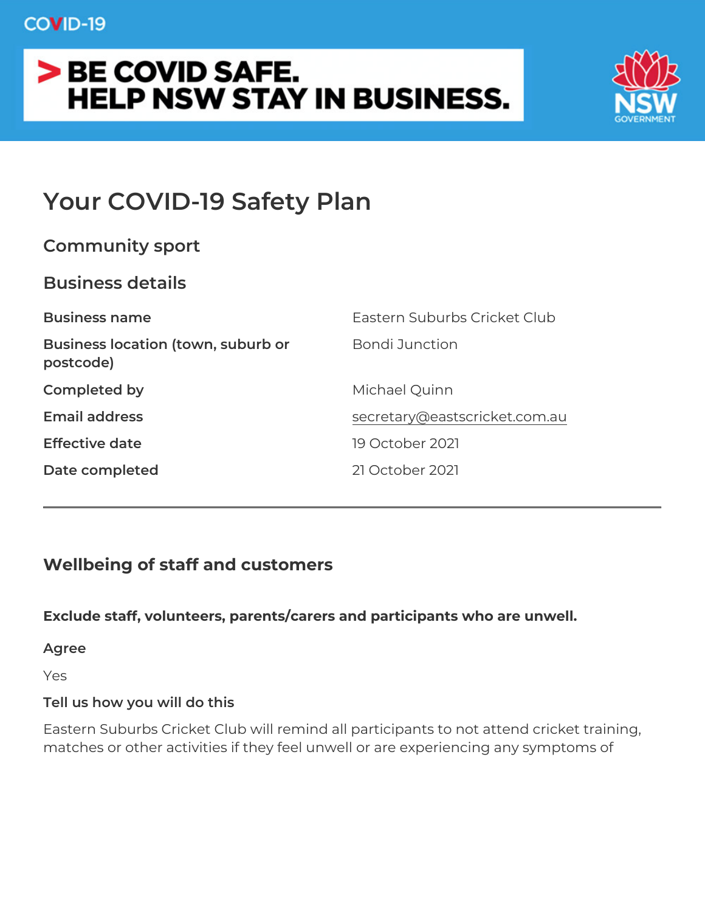COVID-19

**> BE COVID SAFE.**
**HELP NSW STAY IN BUSINESS.**

NSW GOVERNMENT

# Your COVID-19 Safety Plan

## Community sport

## Business details

| | |
|---|---|
| **Business name** | Eastern Suburbs Cricket Club |
| **Business location (town, suburb or postcode)** | Bondi Junction |
| **Completed by** | Michael Quinn |
| **Email address** | secretary@eastscricket.com.au |
| **Effective date** | 19 October 2021 |
| **Date completed** | 21 October 2021 |

---

## Wellbeing of staff and customers

**Exclude staff, volunteers, parents/carers and participants who are unwell.**

**Agree**

Yes

**Tell us how you will do this**

Eastern Suburbs Cricket Club will remind all participants to not attend cricket training, matches or other activities if they feel unwell or are experiencing any symptoms of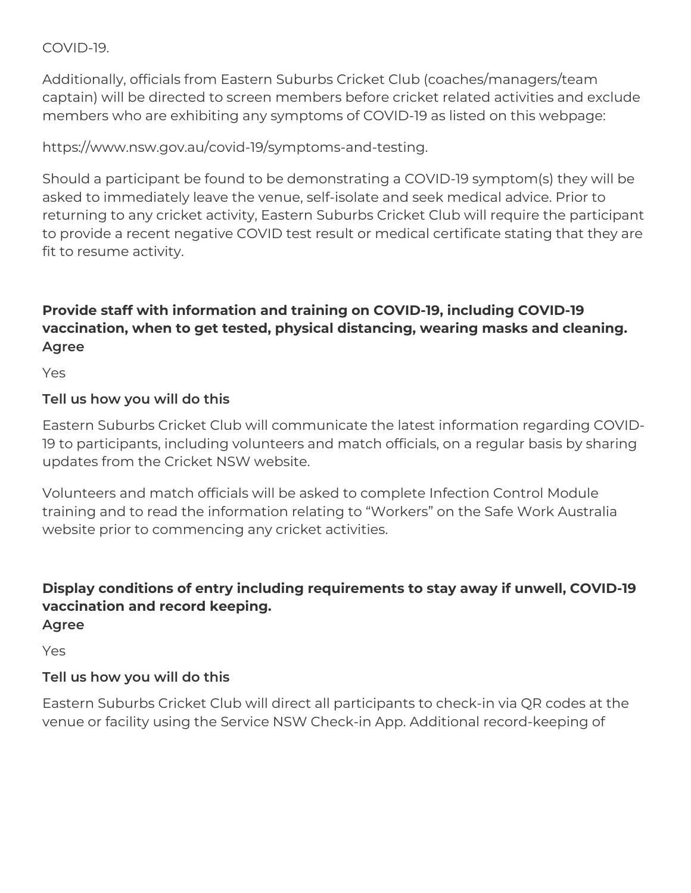COVID-19.

Additionally, officials from Eastern Suburbs Cricket Club (coaches/managers/team captain) will be directed to screen members before cricket related activities and exclude members who are exhibiting any symptoms of COVID-19 as listed on this webpage:

https://www.nsw.gov.au/covid-19/symptoms-and-testing.

Should a participant be found to be demonstrating a COVID-19 symptom(s) they will be asked to immediately leave the venue, self-isolate and seek medical advice. Prior to returning to any cricket activity, Eastern Suburbs Cricket Club will require the participant to provide a recent negative COVID test result or medical certificate stating that they are fit to resume activity.

**Provide staff with information and training on COVID-19, including COVID-19 vaccination, when to get tested, physical distancing, wearing masks and cleaning.**
**Agree**

Yes

**Tell us how you will do this**

Eastern Suburbs Cricket Club will communicate the latest information regarding COVID-19 to participants, including volunteers and match officials, on a regular basis by sharing updates from the Cricket NSW website.

Volunteers and match officials will be asked to complete Infection Control Module training and to read the information relating to "Workers" on the Safe Work Australia website prior to commencing any cricket activities.

**Display conditions of entry including requirements to stay away if unwell, COVID-19 vaccination and record keeping.**
**Agree**

Yes

**Tell us how you will do this**

Eastern Suburbs Cricket Club will direct all participants to check-in via QR codes at the venue or facility using the Service NSW Check-in App. Additional record-keeping of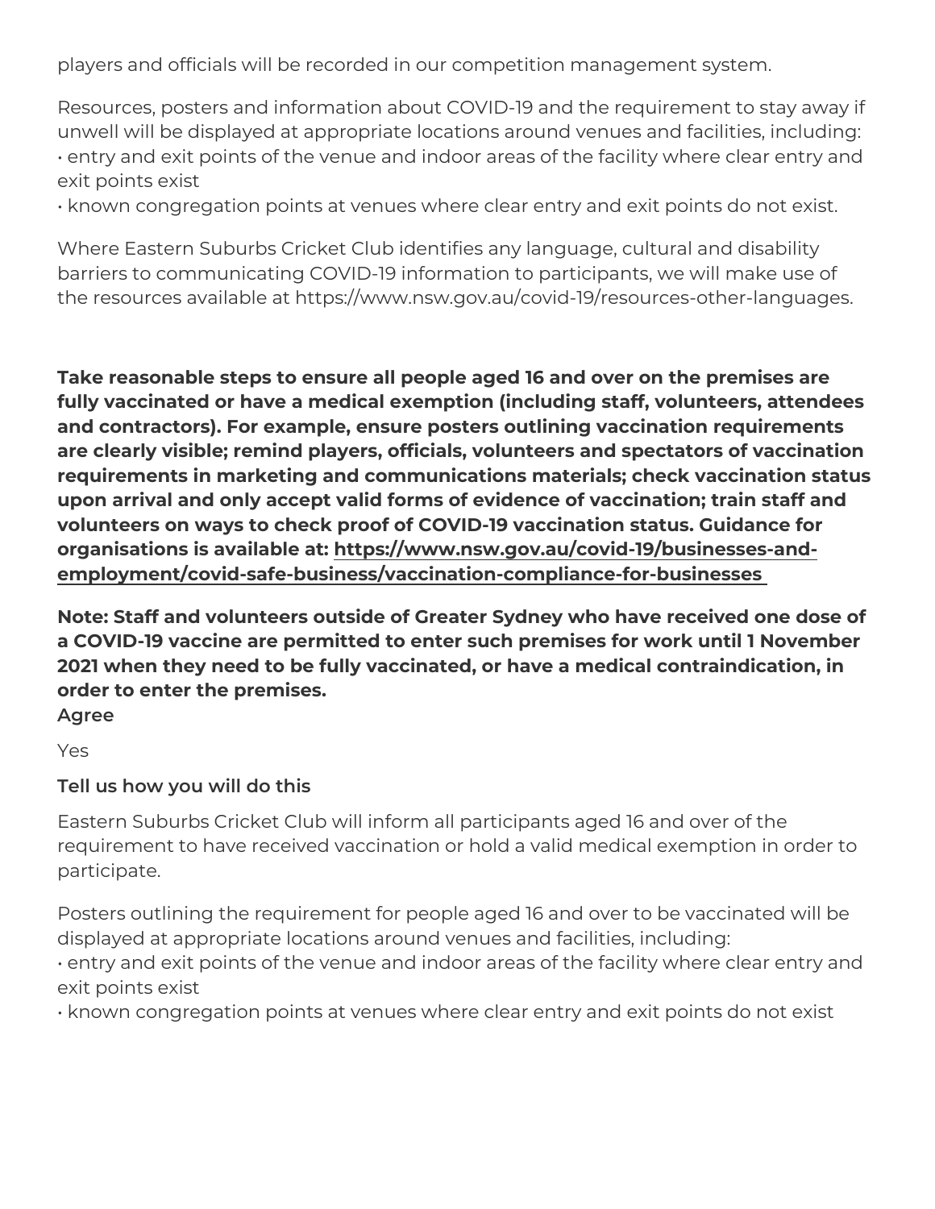players and officials will be recorded in our competition management system.

Resources, posters and information about COVID-19 and the requirement to stay away if unwell will be displayed at appropriate locations around venues and facilities, including:
• entry and exit points of the venue and indoor areas of the facility where clear entry and exit points exist
• known congregation points at venues where clear entry and exit points do not exist.

Where Eastern Suburbs Cricket Club identifies any language, cultural and disability barriers to communicating COVID-19 information to participants, we will make use of the resources available at https://www.nsw.gov.au/covid-19/resources-other-languages.

**Take reasonable steps to ensure all people aged 16 and over on the premises are fully vaccinated or have a medical exemption (including staff, volunteers, attendees and contractors). For example, ensure posters outlining vaccination requirements are clearly visible; remind players, officials, volunteers and spectators of vaccination requirements in marketing and communications materials; check vaccination status upon arrival and only accept valid forms of evidence of vaccination; train staff and volunteers on ways to check proof of COVID-19 vaccination status. Guidance for organisations is available at: https://www.nsw.gov.au/covid-19/businesses-and-employment/covid-safe-business/vaccination-compliance-for-businesses**

**Note: Staff and volunteers outside of Greater Sydney who have received one dose of a COVID-19 vaccine are permitted to enter such premises for work until 1 November 2021 when they need to be fully vaccinated, or have a medical contraindication, in order to enter the premises.**

**Agree**

Yes

**Tell us how you will do this**

Eastern Suburbs Cricket Club will inform all participants aged 16 and over of the requirement to have received vaccination or hold a valid medical exemption in order to participate.

Posters outlining the requirement for people aged 16 and over to be vaccinated will be displayed at appropriate locations around venues and facilities, including:
• entry and exit points of the venue and indoor areas of the facility where clear entry and exit points exist
• known congregation points at venues where clear entry and exit points do not exist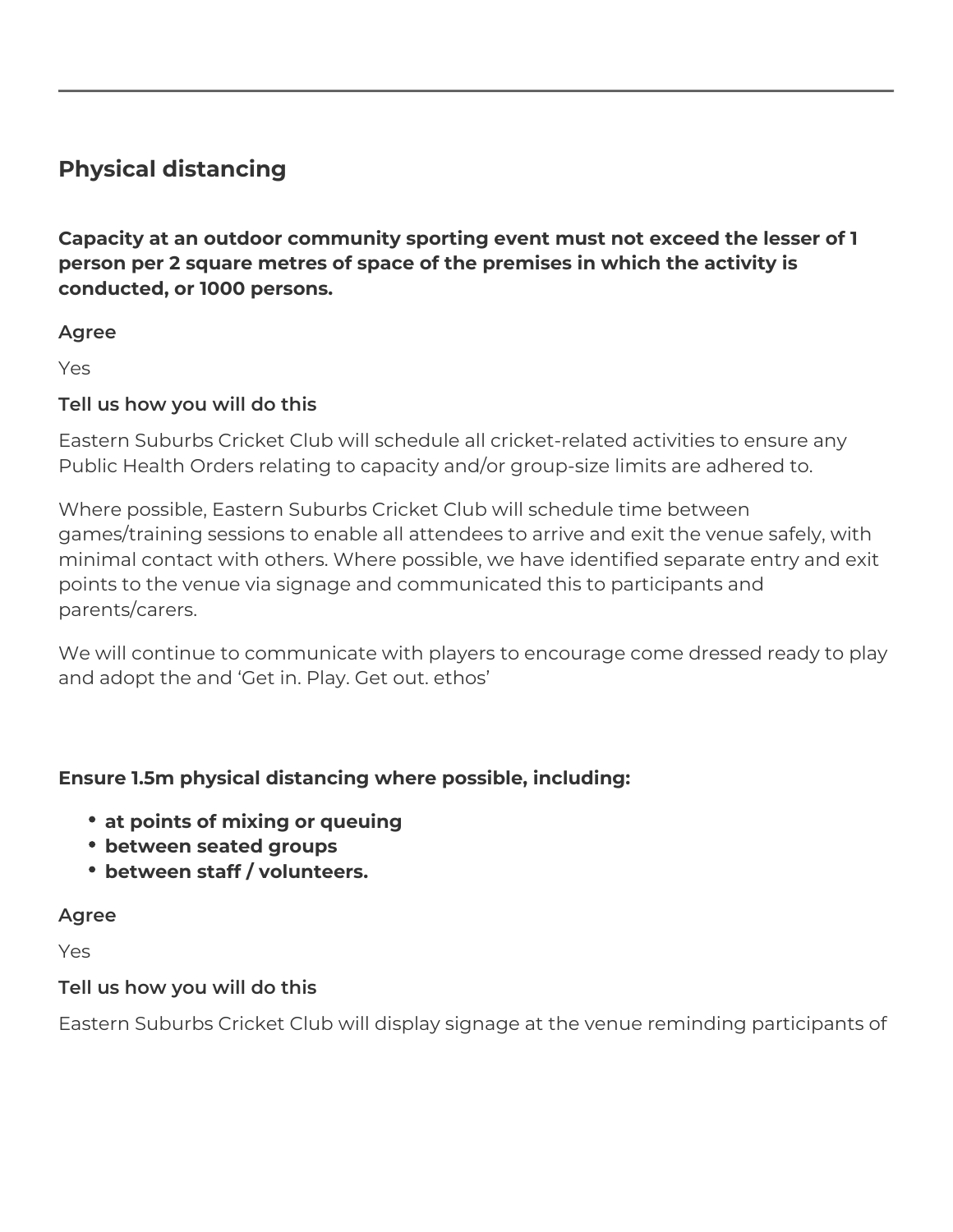---

## Physical distancing

**Capacity at an outdoor community sporting event must not exceed the lesser of 1 person per 2 square metres of space of the premises in which the activity is conducted, or 1000 persons.**

**Agree**

Yes

**Tell us how you will do this**

Eastern Suburbs Cricket Club will schedule all cricket-related activities to ensure any Public Health Orders relating to capacity and/or group-size limits are adhered to.

Where possible, Eastern Suburbs Cricket Club will schedule time between games/training sessions to enable all attendees to arrive and exit the venue safely, with minimal contact with others. Where possible, we have identified separate entry and exit points to the venue via signage and communicated this to participants and parents/carers.

We will continue to communicate with players to encourage come dressed ready to play and adopt the and 'Get in. Play. Get out. ethos'

**Ensure 1.5m physical distancing where possible, including:**

- **at points of mixing or queuing**
- **between seated groups**
- **between staff / volunteers.**

**Agree**

Yes

**Tell us how you will do this**

Eastern Suburbs Cricket Club will display signage at the venue reminding participants of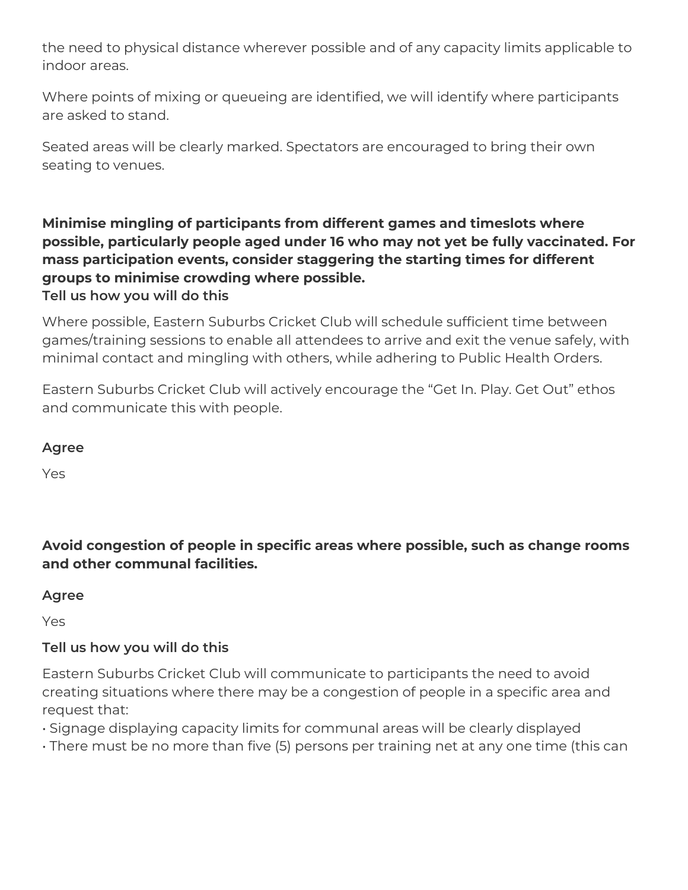the need to physical distance wherever possible and of any capacity limits applicable to indoor areas.

Where points of mixing or queueing are identified, we will identify where participants are asked to stand.

Seated areas will be clearly marked. Spectators are encouraged to bring their own seating to venues.

**Minimise mingling of participants from different games and timeslots where possible, particularly people aged under 16 who may not yet be fully vaccinated. For mass participation events, consider staggering the starting times for different groups to minimise crowding where possible.**

**Tell us how you will do this**

Where possible, Eastern Suburbs Cricket Club will schedule sufficient time between games/training sessions to enable all attendees to arrive and exit the venue safely, with minimal contact and mingling with others, while adhering to Public Health Orders.

Eastern Suburbs Cricket Club will actively encourage the "Get In. Play. Get Out" ethos and communicate this with people.

**Agree**

Yes

**Avoid congestion of people in specific areas where possible, such as change rooms and other communal facilities.**

**Agree**

Yes

**Tell us how you will do this**

Eastern Suburbs Cricket Club will communicate to participants the need to avoid creating situations where there may be a congestion of people in a specific area and request that:

- Signage displaying capacity limits for communal areas will be clearly displayed
- There must be no more than five (5) persons per training net at any one time (this can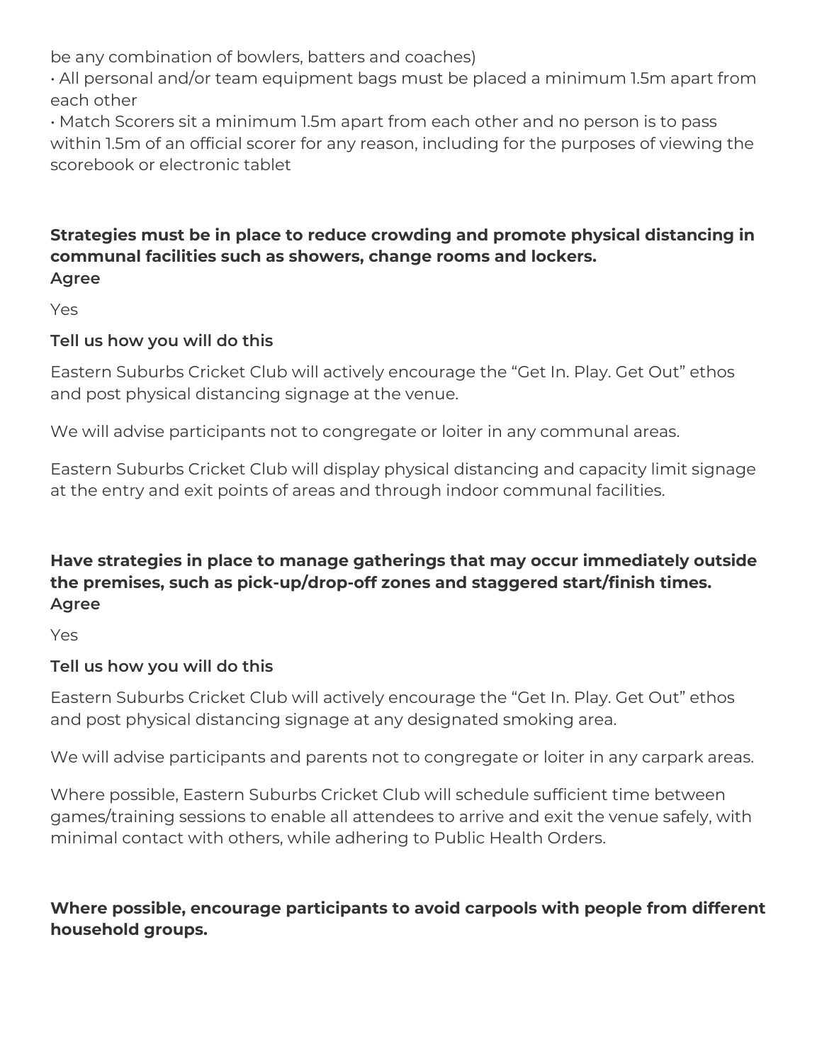be any combination of bowlers, batters and coaches)

• All personal and/or team equipment bags must be placed a minimum 1.5m apart from each other

• Match Scorers sit a minimum 1.5m apart from each other and no person is to pass within 1.5m of an official scorer for any reason, including for the purposes of viewing the scorebook or electronic tablet

**Strategies must be in place to reduce crowding and promote physical distancing in communal facilities such as showers, change rooms and lockers.**
**Agree**

Yes

**Tell us how you will do this**

Eastern Suburbs Cricket Club will actively encourage the “Get In. Play. Get Out” ethos and post physical distancing signage at the venue.

We will advise participants not to congregate or loiter in any communal areas.

Eastern Suburbs Cricket Club will display physical distancing and capacity limit signage at the entry and exit points of areas and through indoor communal facilities.

**Have strategies in place to manage gatherings that may occur immediately outside the premises, such as pick-up/drop-off zones and staggered start/finish times.**
**Agree**

Yes

**Tell us how you will do this**

Eastern Suburbs Cricket Club will actively encourage the “Get In. Play. Get Out” ethos and post physical distancing signage at any designated smoking area.

We will advise participants and parents not to congregate or loiter in any carpark areas.

Where possible, Eastern Suburbs Cricket Club will schedule sufficient time between games/training sessions to enable all attendees to arrive and exit the venue safely, with minimal contact with others, while adhering to Public Health Orders.

**Where possible, encourage participants to avoid carpools with people from different household groups.**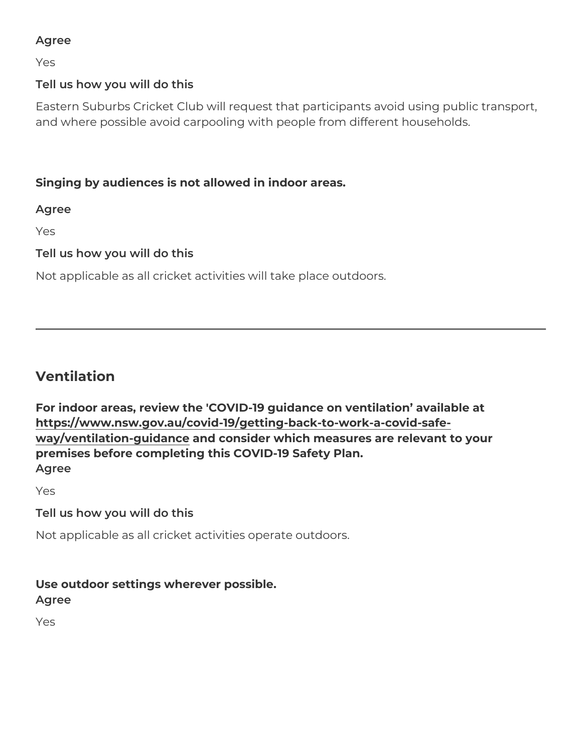**Agree**

Yes

**Tell us how you will do this**

Eastern Suburbs Cricket Club will request that participants avoid using public transport, and where possible avoid carpooling with people from different households.

**Singing by audiences is not allowed in indoor areas.**

**Agree**

Yes

**Tell us how you will do this**

Not applicable as all cricket activities will take place outdoors.

---

## Ventilation

**For indoor areas, review the 'COVID-19 guidance on ventilation' available at [https://www.nsw.gov.au/covid-19/getting-back-to-work-a-covid-safe-way/ventilation-guidance](https://www.nsw.gov.au/covid-19/getting-back-to-work-a-covid-safe-way/ventilation-guidance) and consider which measures are relevant to your premises before completing this COVID-19 Safety Plan.**

**Agree**

Yes

**Tell us how you will do this**

Not applicable as all cricket activities operate outdoors.

**Use outdoor settings wherever possible.**

**Agree**

Yes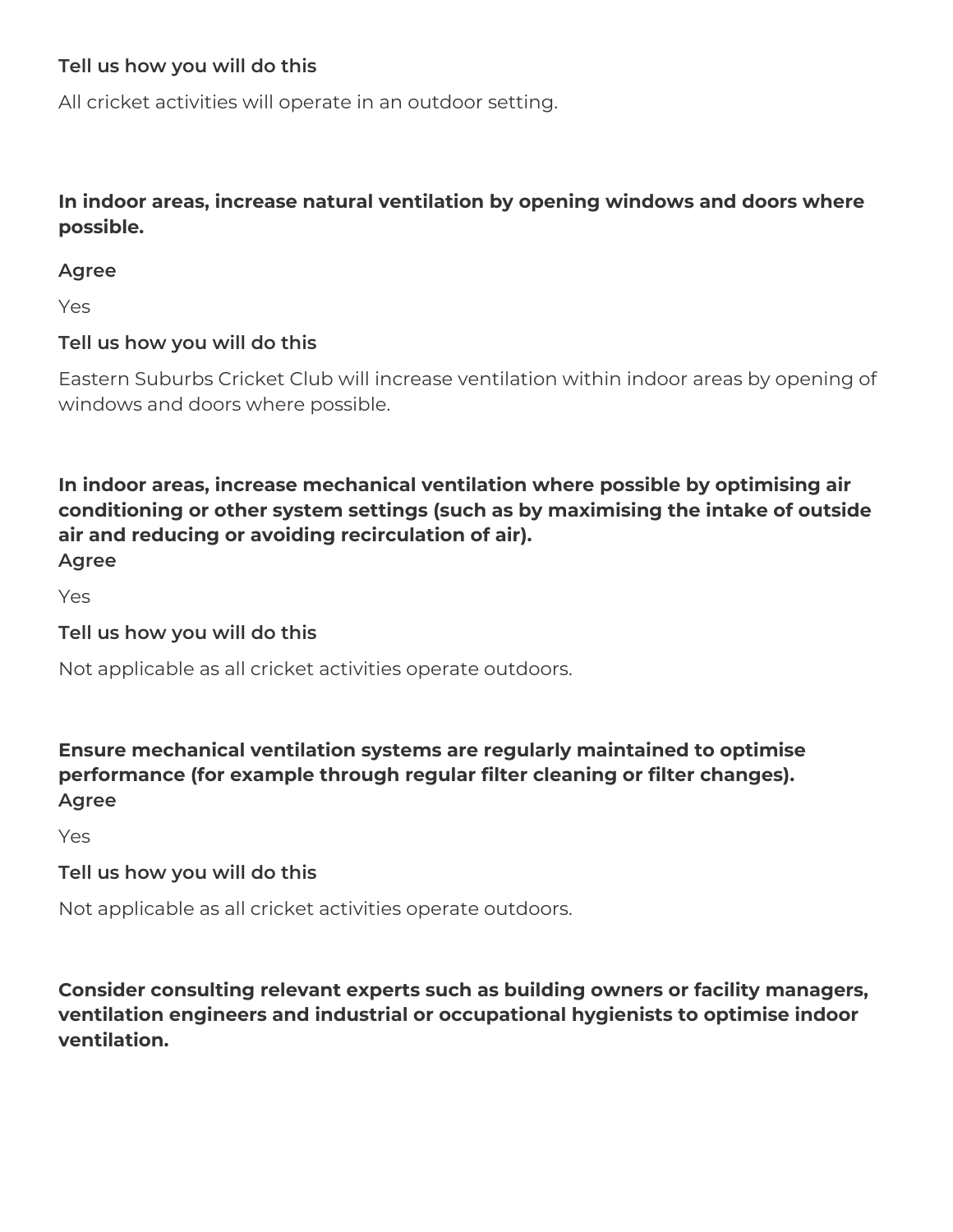**Tell us how you will do this**

All cricket activities will operate in an outdoor setting.

**In indoor areas, increase natural ventilation by opening windows and doors where possible.**

**Agree**

Yes

**Tell us how you will do this**

Eastern Suburbs Cricket Club will increase ventilation within indoor areas by opening of windows and doors where possible.

**In indoor areas, increase mechanical ventilation where possible by optimising air conditioning or other system settings (such as by maximising the intake of outside air and reducing or avoiding recirculation of air).**
**Agree**

Yes

**Tell us how you will do this**

Not applicable as all cricket activities operate outdoors.

**Ensure mechanical ventilation systems are regularly maintained to optimise performance (for example through regular filter cleaning or filter changes).**
**Agree**

Yes

**Tell us how you will do this**

Not applicable as all cricket activities operate outdoors.

**Consider consulting relevant experts such as building owners or facility managers, ventilation engineers and industrial or occupational hygienists to optimise indoor ventilation.**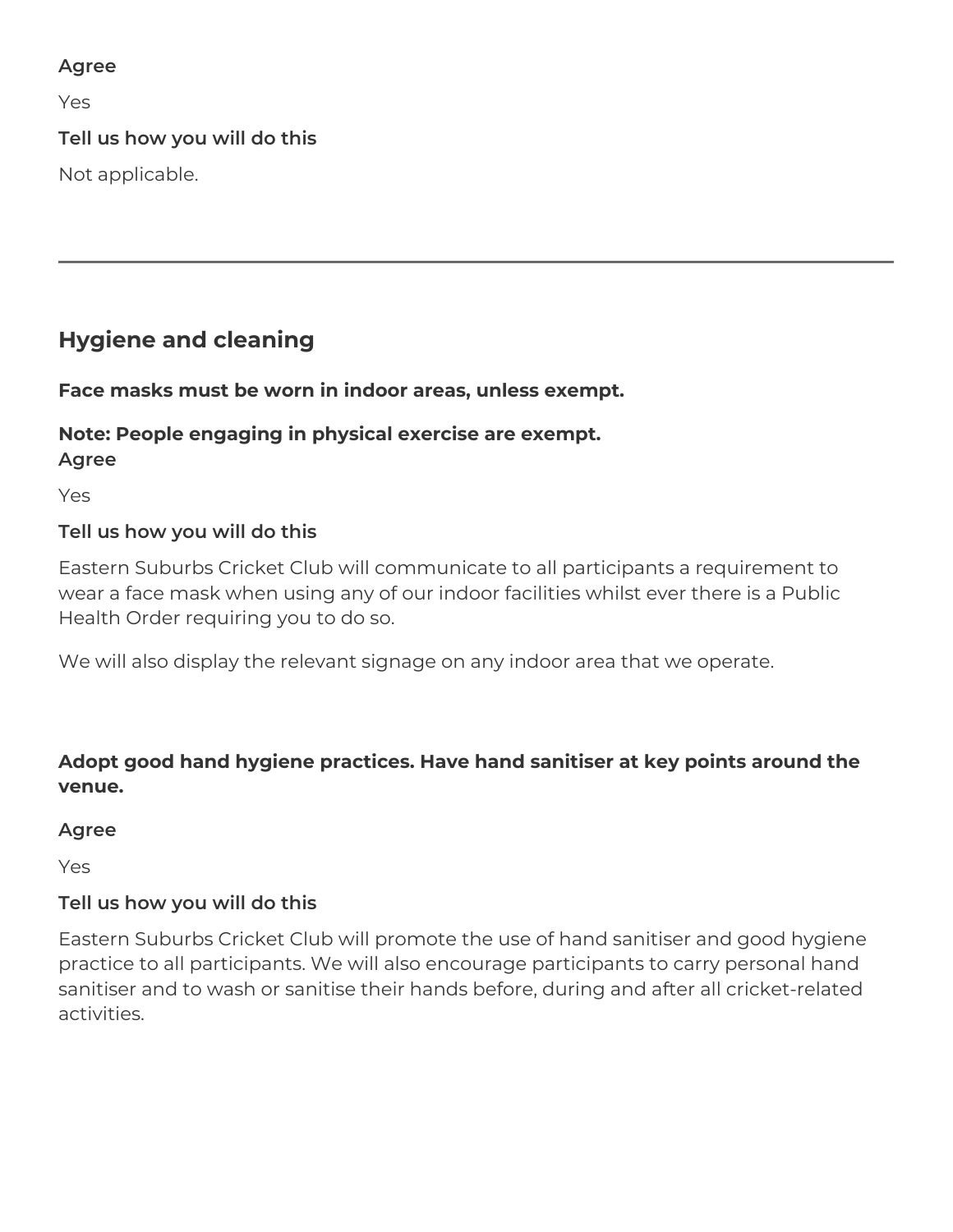**Agree**

Yes

**Tell us how you will do this**

Not applicable.

---

## Hygiene and cleaning

**Face masks must be worn in indoor areas, unless exempt.**

**Note: People engaging in physical exercise are exempt.**

**Agree**

Yes

**Tell us how you will do this**

Eastern Suburbs Cricket Club will communicate to all participants a requirement to wear a face mask when using any of our indoor facilities whilst ever there is a Public Health Order requiring you to do so.

We will also display the relevant signage on any indoor area that we operate.

**Adopt good hand hygiene practices. Have hand sanitiser at key points around the venue.**

**Agree**

Yes

**Tell us how you will do this**

Eastern Suburbs Cricket Club will promote the use of hand sanitiser and good hygiene practice to all participants. We will also encourage participants to carry personal hand sanitiser and to wash or sanitise their hands before, during and after all cricket-related activities.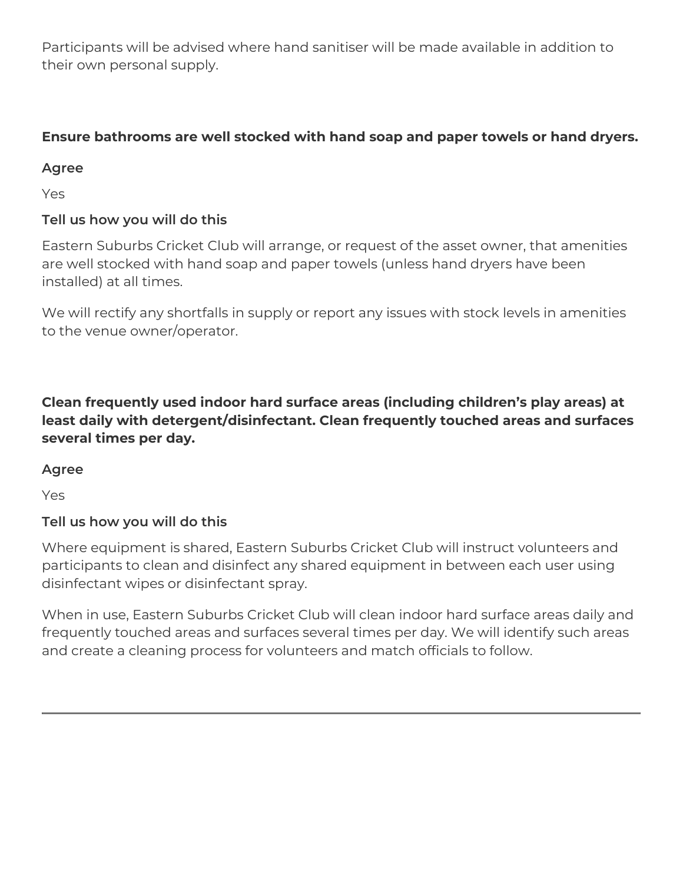Participants will be advised where hand sanitiser will be made available in addition to their own personal supply.

**Ensure bathrooms are well stocked with hand soap and paper towels or hand dryers.**

**Agree**

Yes

**Tell us how you will do this**

Eastern Suburbs Cricket Club will arrange, or request of the asset owner, that amenities are well stocked with hand soap and paper towels (unless hand dryers have been installed) at all times.

We will rectify any shortfalls in supply or report any issues with stock levels in amenities to the venue owner/operator.

**Clean frequently used indoor hard surface areas (including children's play areas) at least daily with detergent/disinfectant. Clean frequently touched areas and surfaces several times per day.**

**Agree**

Yes

**Tell us how you will do this**

Where equipment is shared, Eastern Suburbs Cricket Club will instruct volunteers and participants to clean and disinfect any shared equipment in between each user using disinfectant wipes or disinfectant spray.

When in use, Eastern Suburbs Cricket Club will clean indoor hard surface areas daily and frequently touched areas and surfaces several times per day. We will identify such areas and create a cleaning process for volunteers and match officials to follow.

---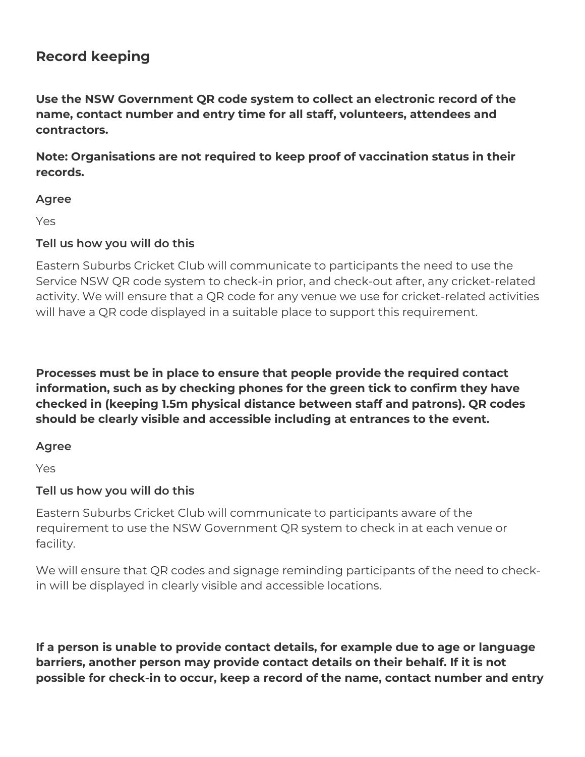## Record keeping

**Use the NSW Government QR code system to collect an electronic record of the name, contact number and entry time for all staff, volunteers, attendees and contractors.**

**Note: Organisations are not required to keep proof of vaccination status in their records.**

**Agree**

Yes

**Tell us how you will do this**

Eastern Suburbs Cricket Club will communicate to participants the need to use the Service NSW QR code system to check-in prior, and check-out after, any cricket-related activity. We will ensure that a QR code for any venue we use for cricket-related activities will have a QR code displayed in a suitable place to support this requirement.

**Processes must be in place to ensure that people provide the required contact information, such as by checking phones for the green tick to confirm they have checked in (keeping 1.5m physical distance between staff and patrons). QR codes should be clearly visible and accessible including at entrances to the event.**

**Agree**

Yes

**Tell us how you will do this**

Eastern Suburbs Cricket Club will communicate to participants aware of the requirement to use the NSW Government QR system to check in at each venue or facility.

We will ensure that QR codes and signage reminding participants of the need to check-in will be displayed in clearly visible and accessible locations.

**If a person is unable to provide contact details, for example due to age or language barriers, another person may provide contact details on their behalf. If it is not possible for check-in to occur, keep a record of the name, contact number and entry**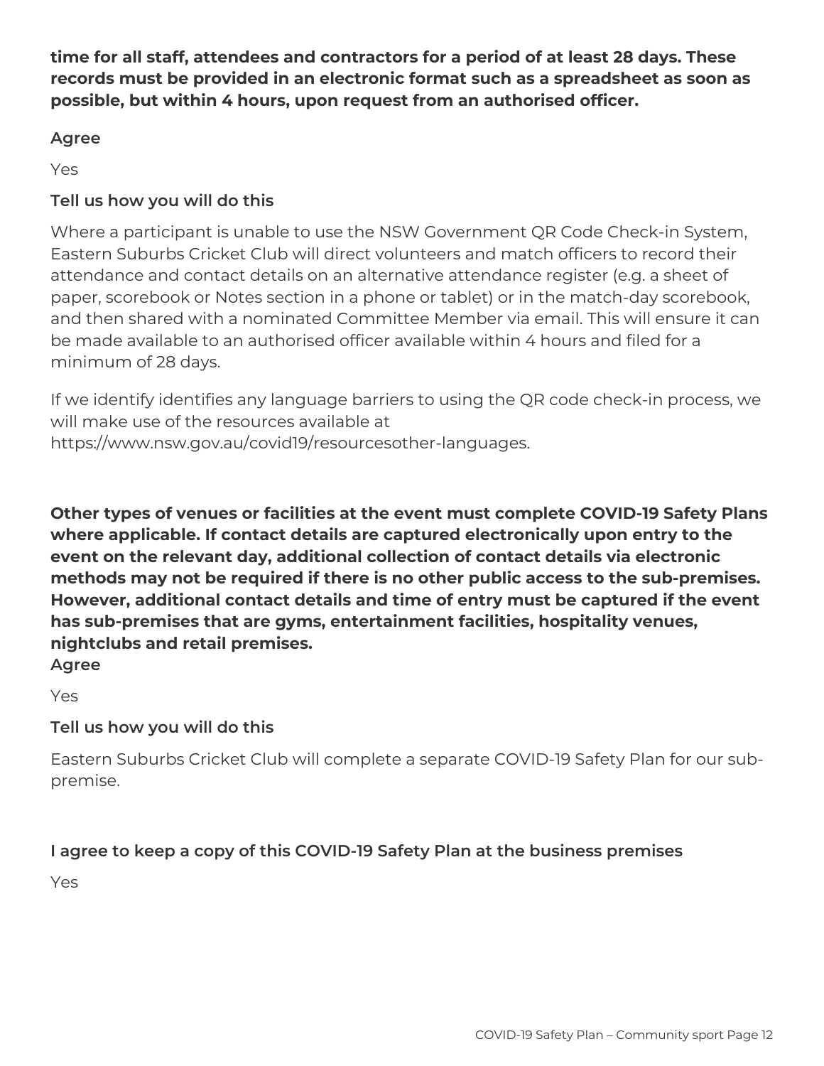**time for all staff, attendees and contractors for a period of at least 28 days. These records must be provided in an electronic format such as a spreadsheet as soon as possible, but within 4 hours, upon request from an authorised officer.**

**Agree**

Yes

**Tell us how you will do this**

Where a participant is unable to use the NSW Government QR Code Check-in System, Eastern Suburbs Cricket Club will direct volunteers and match officers to record their attendance and contact details on an alternative attendance register (e.g. a sheet of paper, scorebook or Notes section in a phone or tablet) or in the match-day scorebook, and then shared with a nominated Committee Member via email. This will ensure it can be made available to an authorised officer available within 4 hours and filed for a minimum of 28 days.

If we identify identifies any language barriers to using the QR code check-in process, we will make use of the resources available at https://www.nsw.gov.au/covid19/resourcesother-languages.

**Other types of venues or facilities at the event must complete COVID-19 Safety Plans where applicable. If contact details are captured electronically upon entry to the event on the relevant day, additional collection of contact details via electronic methods may not be required if there is no other public access to the sub-premises. However, additional contact details and time of entry must be captured if the event has sub-premises that are gyms, entertainment facilities, hospitality venues, nightclubs and retail premises.**

**Agree**

Yes

**Tell us how you will do this**

Eastern Suburbs Cricket Club will complete a separate COVID-19 Safety Plan for our sub-premise.

**I agree to keep a copy of this COVID-19 Safety Plan at the business premises**

Yes